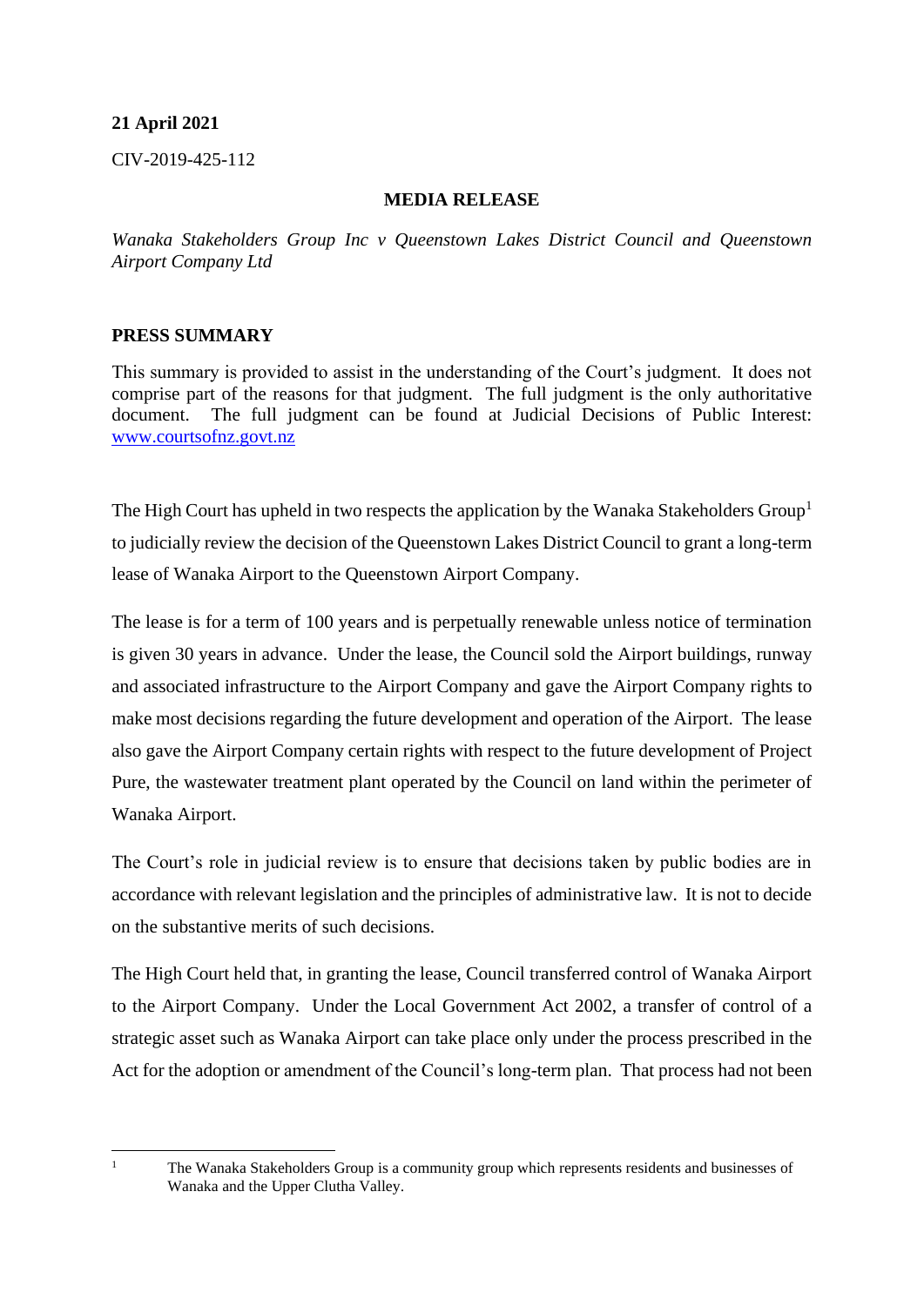**21 April 2021**

CIV-2019-425-112

**MEDIA RELEASE**

*Wanaka Stakeholders Group Inc v Queenstown Lakes District Council and Queenstown Airport Company Ltd*

**PRESS SUMMARY**

This summary is provided to assist in the understanding of the Court's judgment. It does not comprise part of the reasons for that judgment. The full judgment is the only authoritative document. The full judgment can be found at Judicial Decisions of Public Interest: www.courtsofnz.govt.nz

The High Court has upheld in two respects the application by the Wanaka Stakeholders Group[1] to judicially review the decision of the Queenstown Lakes District Council to grant a long-term lease of Wanaka Airport to the Queenstown Airport Company.

The lease is for a term of 100 years and is perpetually renewable unless notice of termination is given 30 years in advance. Under the lease, the Council sold the Airport buildings, runway and associated infrastructure to the Airport Company and gave the Airport Company rights to make most decisions regarding the future development and operation of the Airport. The lease also gave the Airport Company certain rights with respect to the future development of Project Pure, the wastewater treatment plant operated by the Council on land within the perimeter of Wanaka Airport.

The Court's role in judicial review is to ensure that decisions taken by public bodies are in accordance with relevant legislation and the principles of administrative law. It is not to decide on the substantive merits of such decisions.

The High Court held that, in granting the lease, Council transferred control of Wanaka Airport to the Airport Company. Under the Local Government Act 2002, a transfer of control of a strategic asset such as Wanaka Airport can take place only under the process prescribed in the Act for the adoption or amendment of the Council's long-term plan. That process had not been

[1] The Wanaka Stakeholders Group is a community group which represents residents and businesses of Wanaka and the Upper Clutha Valley.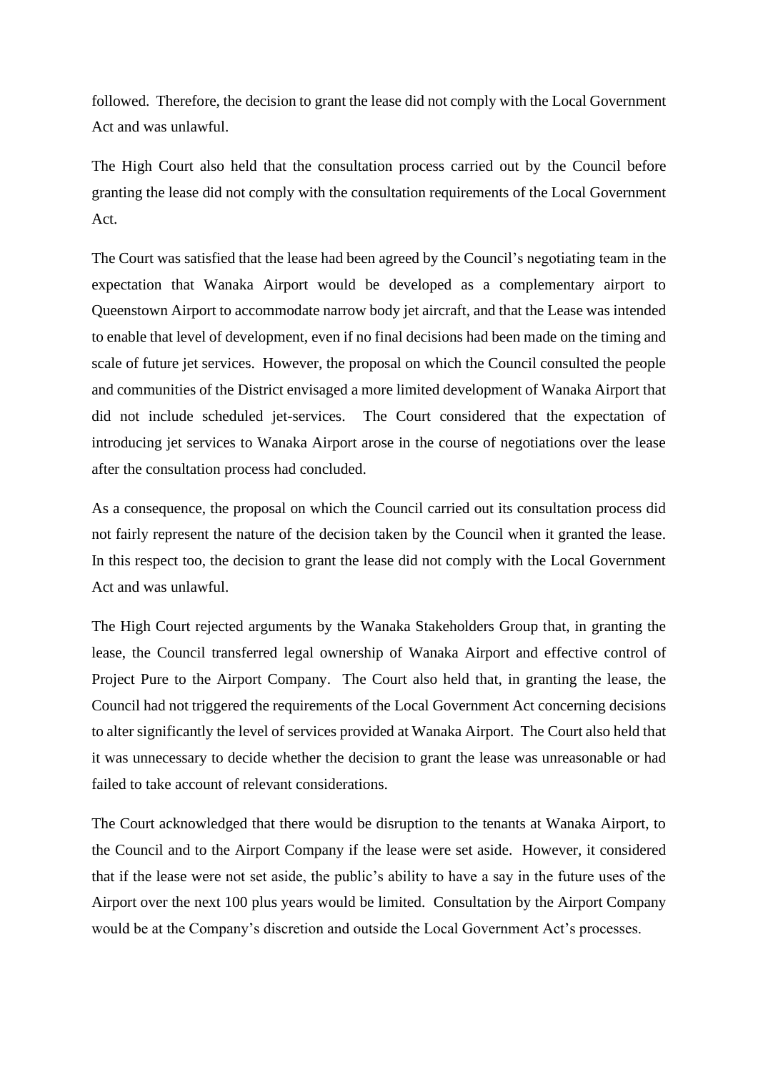followed. Therefore, the decision to grant the lease did not comply with the Local Government Act and was unlawful.

The High Court also held that the consultation process carried out by the Council before granting the lease did not comply with the consultation requirements of the Local Government Act.

The Court was satisfied that the lease had been agreed by the Council's negotiating team in the expectation that Wanaka Airport would be developed as a complementary airport to Queenstown Airport to accommodate narrow body jet aircraft, and that the Lease was intended to enable that level of development, even if no final decisions had been made on the timing and scale of future jet services. However, the proposal on which the Council consulted the people and communities of the District envisaged a more limited development of Wanaka Airport that did not include scheduled jet-services. The Court considered that the expectation of introducing jet services to Wanaka Airport arose in the course of negotiations over the lease after the consultation process had concluded.

As a consequence, the proposal on which the Council carried out its consultation process did not fairly represent the nature of the decision taken by the Council when it granted the lease. In this respect too, the decision to grant the lease did not comply with the Local Government Act and was unlawful.

The High Court rejected arguments by the Wanaka Stakeholders Group that, in granting the lease, the Council transferred legal ownership of Wanaka Airport and effective control of Project Pure to the Airport Company. The Court also held that, in granting the lease, the Council had not triggered the requirements of the Local Government Act concerning decisions to alter significantly the level of services provided at Wanaka Airport. The Court also held that it was unnecessary to decide whether the decision to grant the lease was unreasonable or had failed to take account of relevant considerations.

The Court acknowledged that there would be disruption to the tenants at Wanaka Airport, to the Council and to the Airport Company if the lease were set aside. However, it considered that if the lease were not set aside, the public's ability to have a say in the future uses of the Airport over the next 100 plus years would be limited. Consultation by the Airport Company would be at the Company's discretion and outside the Local Government Act's processes.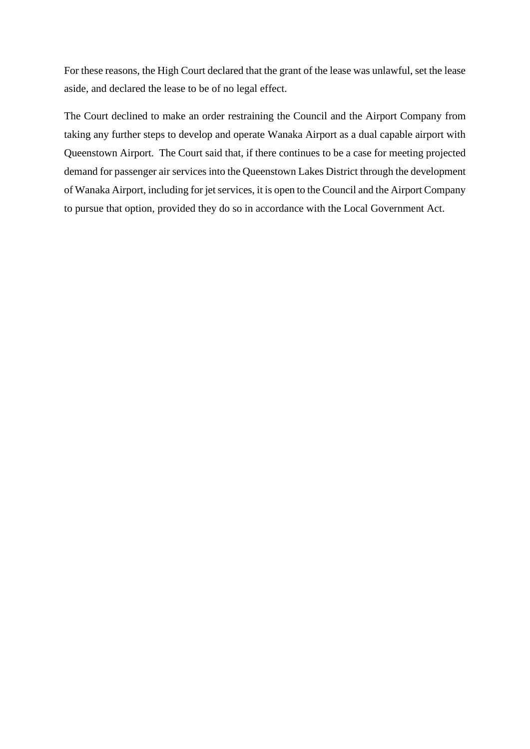For these reasons, the High Court declared that the grant of the lease was unlawful, set the lease aside, and declared the lease to be of no legal effect.

The Court declined to make an order restraining the Council and the Airport Company from taking any further steps to develop and operate Wanaka Airport as a dual capable airport with Queenstown Airport. The Court said that, if there continues to be a case for meeting projected demand for passenger air services into the Queenstown Lakes District through the development of Wanaka Airport, including for jet services, it is open to the Council and the Airport Company to pursue that option, provided they do so in accordance with the Local Government Act.